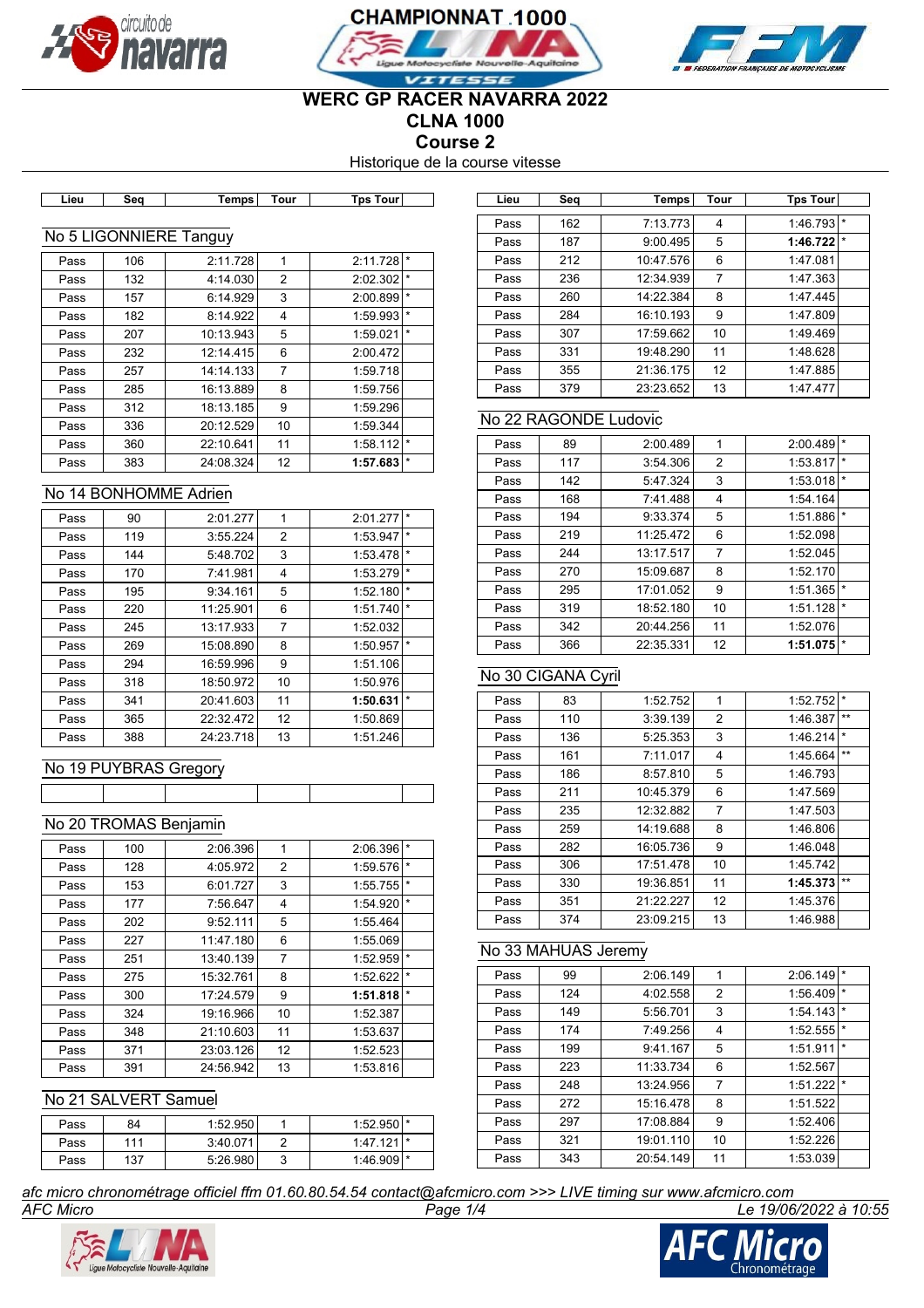# WERC GP RACER NAVARRA 2022
## CLNA 1000
## Course 2
Historique de la course vitesse

### No 5 LIGONNIERE Tanguy

| Lieu | Seq | Temps | Tour | Tps Tour | |
|---|---|---|---|---|---|
| Pass | 106 | 2:11.728 | 1 | 2:11.728 | * |
| Pass | 132 | 4:14.030 | 2 | 2:02.302 | * |
| Pass | 157 | 6:14.929 | 3 | 2:00.899 | * |
| Pass | 182 | 8:14.922 | 4 | 1:59.993 | * |
| Pass | 207 | 10:13.943 | 5 | 1:59.021 | * |
| Pass | 232 | 12:14.415 | 6 | 2:00.472 | |
| Pass | 257 | 14:14.133 | 7 | 1:59.718 | |
| Pass | 285 | 16:13.889 | 8 | 1:59.756 | |
| Pass | 312 | 18:13.185 | 9 | 1:59.296 | |
| Pass | 336 | 20:12.529 | 10 | 1:59.344 | |
| Pass | 360 | 22:10.641 | 11 | 1:58.112 | * |
| Pass | 383 | 24:08.324 | 12 | **1:57.683** | * |

### No 14 BONHOMME Adrien

| Lieu | Seq | Temps | Tour | Tps Tour | |
|---|---|---|---|---|---|
| Pass | 90 | 2:01.277 | 1 | 2:01.277 | * |
| Pass | 119 | 3:55.224 | 2 | 1:53.947 | * |
| Pass | 144 | 5:48.702 | 3 | 1:53.478 | * |
| Pass | 170 | 7:41.981 | 4 | 1:53.279 | * |
| Pass | 195 | 9:34.161 | 5 | 1:52.180 | * |
| Pass | 220 | 11:25.901 | 6 | 1:51.740 | * |
| Pass | 245 | 13:17.933 | 7 | 1:52.032 | |
| Pass | 269 | 15:08.890 | 8 | 1:50.957 | * |
| Pass | 294 | 16:59.996 | 9 | 1:51.106 | |
| Pass | 318 | 18:50.972 | 10 | 1:50.976 | |
| Pass | 341 | 20:41.603 | 11 | **1:50.631** | * |
| Pass | 365 | 22:32.472 | 12 | 1:50.869 | |
| Pass | 388 | 24:23.718 | 13 | 1:51.246 | |

### No 19 PUYBRAS Gregory

| Lieu | Seq | Temps | Tour | Tps Tour | |
|---|---|---|---|---|---|
| | | | | | |

### No 20 TROMAS Benjamin

| Lieu | Seq | Temps | Tour | Tps Tour | |
|---|---|---|---|---|---|
| Pass | 100 | 2:06.396 | 1 | 2:06.396 | * |
| Pass | 128 | 4:05.972 | 2 | 1:59.576 | * |
| Pass | 153 | 6:01.727 | 3 | 1:55.755 | * |
| Pass | 177 | 7:56.647 | 4 | 1:54.920 | * |
| Pass | 202 | 9:52.111 | 5 | 1:55.464 | |
| Pass | 227 | 11:47.180 | 6 | 1:55.069 | |
| Pass | 251 | 13:40.139 | 7 | 1:52.959 | * |
| Pass | 275 | 15:32.761 | 8 | 1:52.622 | * |
| Pass | 300 | 17:24.579 | 9 | **1:51.818** | * |
| Pass | 324 | 19:16.966 | 10 | 1:52.387 | |
| Pass | 348 | 21:10.603 | 11 | 1:53.637 | |
| Pass | 371 | 23:03.126 | 12 | 1:52.523 | |
| Pass | 391 | 24:56.942 | 13 | 1:53.816 | |

### No 21 SALVERT Samuel

| Lieu | Seq | Temps | Tour | Tps Tour | |
|---|---|---|---|---|---|
| Pass | 84 | 1:52.950 | 1 | 1:52.950 | * |
| Pass | 111 | 3:40.071 | 2 | 1:47.121 | * |
| Pass | 137 | 5:26.980 | 3 | 1:46.909 | * |
| Pass | 162 | 7:13.773 | 4 | 1:46.793 | * |
| Pass | 187 | 9:00.495 | 5 | **1:46.722** | * |
| Pass | 212 | 10:47.576 | 6 | 1:47.081 | |
| Pass | 236 | 12:34.939 | 7 | 1:47.363 | |
| Pass | 260 | 14:22.384 | 8 | 1:47.445 | |
| Pass | 284 | 16:10.193 | 9 | 1:47.809 | |
| Pass | 307 | 17:59.662 | 10 | 1:49.469 | |
| Pass | 331 | 19:48.290 | 11 | 1:48.628 | |
| Pass | 355 | 21:36.175 | 12 | 1:47.885 | |
| Pass | 379 | 23:23.652 | 13 | 1:47.477 | |

### No 22 RAGONDE Ludovic

| Lieu | Seq | Temps | Tour | Tps Tour | |
|---|---|---|---|---|---|
| Pass | 89 | 2:00.489 | 1 | 2:00.489 | * |
| Pass | 117 | 3:54.306 | 2 | 1:53.817 | * |
| Pass | 142 | 5:47.324 | 3 | 1:53.018 | * |
| Pass | 168 | 7:41.488 | 4 | 1:54.164 | |
| Pass | 194 | 9:33.374 | 5 | 1:51.886 | * |
| Pass | 219 | 11:25.472 | 6 | 1:52.098 | |
| Pass | 244 | 13:17.517 | 7 | 1:52.045 | |
| Pass | 270 | 15:09.687 | 8 | 1:52.170 | |
| Pass | 295 | 17:01.052 | 9 | 1:51.365 | * |
| Pass | 319 | 18:52.180 | 10 | 1:51.128 | * |
| Pass | 342 | 20:44.256 | 11 | 1:52.076 | |
| Pass | 366 | 22:35.331 | 12 | **1:51.075** | * |

### No 30 CIGANA Cyril

| Lieu | Seq | Temps | Tour | Tps Tour | |
|---|---|---|---|---|---|
| Pass | 83 | 1:52.752 | 1 | 1:52.752 | * |
| Pass | 110 | 3:39.139 | 2 | 1:46.387 | ** |
| Pass | 136 | 5:25.353 | 3 | 1:46.214 | * |
| Pass | 161 | 7:11.017 | 4 | 1:45.664 | ** |
| Pass | 186 | 8:57.810 | 5 | 1:46.793 | |
| Pass | 211 | 10:45.379 | 6 | 1:47.569 | |
| Pass | 235 | 12:32.882 | 7 | 1:47.503 | |
| Pass | 259 | 14:19.688 | 8 | 1:46.806 | |
| Pass | 282 | 16:05.736 | 9 | 1:46.048 | |
| Pass | 306 | 17:51.478 | 10 | 1:45.742 | |
| Pass | 330 | 19:36.851 | 11 | **1:45.373** | ** |
| Pass | 351 | 21:22.227 | 12 | 1:45.376 | |
| Pass | 374 | 23:09.215 | 13 | 1:46.988 | |

### No 33 MAHUAS Jeremy

| Lieu | Seq | Temps | Tour | Tps Tour | |
|---|---|---|---|---|---|
| Pass | 99 | 2:06.149 | 1 | 2:06.149 | * |
| Pass | 124 | 4:02.558 | 2 | 1:56.409 | * |
| Pass | 149 | 5:56.701 | 3 | 1:54.143 | * |
| Pass | 174 | 7:49.256 | 4 | 1:52.555 | * |
| Pass | 199 | 9:41.167 | 5 | 1:51.911 | * |
| Pass | 223 | 11:33.734 | 6 | 1:52.567 | |
| Pass | 248 | 13:24.956 | 7 | 1:51.222 | * |
| Pass | 272 | 15:16.478 | 8 | 1:51.522 | |
| Pass | 297 | 17:08.884 | 9 | 1:52.406 | |
| Pass | 321 | 19:01.110 | 10 | 1:52.226 | |
| Pass | 343 | 20:54.149 | 11 | 1:53.039 | |

*afc micro chronométrage officiel ffm 01.60.80.54.54 contact@afcmicro.com >>> LIVE timing sur www.afcmicro.com*

*AFC Micro* — Le 19/06/2022 à 10:55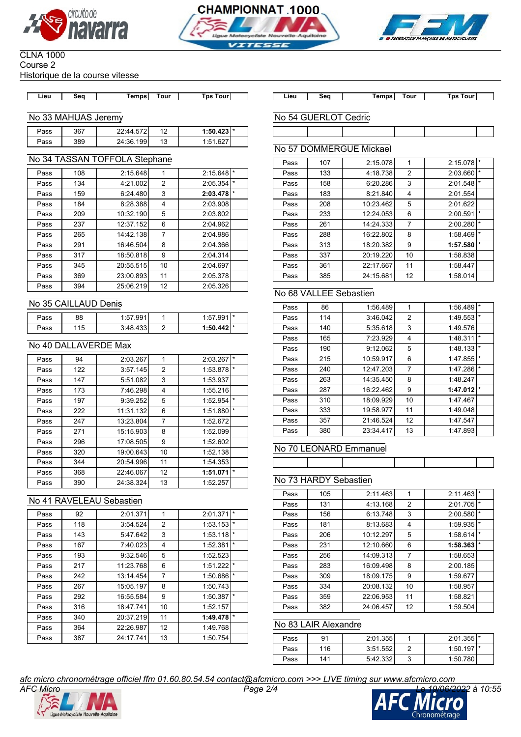CLNA 1000
Course 2
Historique de la course vitesse

## No 33 MAHUAS Jeremy

| Lieu | Seq | Temps | Tour | Tps Tour | |
|---|---|---|---|---|---|
| Pass | 367 | 22:44.572 | 12 | **1:50.423** | * |
| Pass | 389 | 24:36.199 | 13 | 1:51.627 | |

## No 34 TASSAN TOFFOLA Stephane

| Lieu | Seq | Temps | Tour | Tps Tour | |
|---|---|---|---|---|---|
| Pass | 108 | 2:15.648 | 1 | 2:15.648 | * |
| Pass | 134 | 4:21.002 | 2 | 2:05.354 | * |
| Pass | 159 | 6:24.480 | 3 | **2:03.478** | * |
| Pass | 184 | 8:28.388 | 4 | 2:03.908 | |
| Pass | 209 | 10:32.190 | 5 | 2:03.802 | |
| Pass | 237 | 12:37.152 | 6 | 2:04.962 | |
| Pass | 265 | 14:42.138 | 7 | 2:04.986 | |
| Pass | 291 | 16:46.504 | 8 | 2:04.366 | |
| Pass | 317 | 18:50.818 | 9 | 2:04.314 | |
| Pass | 345 | 20:55.515 | 10 | 2:04.697 | |
| Pass | 369 | 23:00.893 | 11 | 2:05.378 | |
| Pass | 394 | 25:06.219 | 12 | 2:05.326 | |

## No 35 CAILLAUD Denis

| Lieu | Seq | Temps | Tour | Tps Tour | |
|---|---|---|---|---|---|
| Pass | 88 | 1:57.991 | 1 | 1:57.991 | * |
| Pass | 115 | 3:48.433 | 2 | **1:50.442** | * |

## No 40 DALLAVERDE Max

| Lieu | Seq | Temps | Tour | Tps Tour | |
|---|---|---|---|---|---|
| Pass | 94 | 2:03.267 | 1 | 2:03.267 | * |
| Pass | 122 | 3:57.145 | 2 | 1:53.878 | * |
| Pass | 147 | 5:51.082 | 3 | 1:53.937 | |
| Pass | 173 | 7:46.298 | 4 | 1:55.216 | |
| Pass | 197 | 9:39.252 | 5 | 1:52.954 | * |
| Pass | 222 | 11:31.132 | 6 | 1:51.880 | * |
| Pass | 247 | 13:23.804 | 7 | 1:52.672 | |
| Pass | 271 | 15:15.903 | 8 | 1:52.099 | |
| Pass | 296 | 17:08.505 | 9 | 1:52.602 | |
| Pass | 320 | 19:00.643 | 10 | 1:52.138 | |
| Pass | 344 | 20:54.996 | 11 | 1:54.353 | |
| Pass | 368 | 22:46.067 | 12 | **1:51.071** | * |
| Pass | 390 | 24:38.324 | 13 | 1:52.257 | |

## No 41 RAVELEAU Sebastien

| Lieu | Seq | Temps | Tour | Tps Tour | |
|---|---|---|---|---|---|
| Pass | 92 | 2:01.371 | 1 | 2:01.371 | * |
| Pass | 118 | 3:54.524 | 2 | 1:53.153 | * |
| Pass | 143 | 5:47.642 | 3 | 1:53.118 | * |
| Pass | 167 | 7:40.023 | 4 | 1:52.381 | * |
| Pass | 193 | 9:32.546 | 5 | 1:52.523 | |
| Pass | 217 | 11:23.768 | 6 | 1:51.222 | * |
| Pass | 242 | 13:14.454 | 7 | 1:50.686 | * |
| Pass | 267 | 15:05.197 | 8 | 1:50.743 | |
| Pass | 292 | 16:55.584 | 9 | 1:50.387 | * |
| Pass | 316 | 18:47.741 | 10 | 1:52.157 | |
| Pass | 340 | 20:37.219 | 11 | **1:49.478** | * |
| Pass | 364 | 22:26.987 | 12 | 1:49.768 | |
| Pass | 387 | 24:17.741 | 13 | 1:50.754 | |

## No 54 GUERLOT Cedric

| Lieu | Seq | Temps | Tour | Tps Tour | |
|---|---|---|---|---|---|
| | | | | | |

## No 57 DOMMERGUE Mickael

| Lieu | Seq | Temps | Tour | Tps Tour | |
|---|---|---|---|---|---|
| Pass | 107 | 2:15.078 | 1 | 2:15.078 | * |
| Pass | 133 | 4:18.738 | 2 | 2:03.660 | * |
| Pass | 158 | 6:20.286 | 3 | 2:01.548 | * |
| Pass | 183 | 8:21.840 | 4 | 2:01.554 | |
| Pass | 208 | 10:23.462 | 5 | 2:01.622 | |
| Pass | 233 | 12:24.053 | 6 | 2:00.591 | * |
| Pass | 261 | 14:24.333 | 7 | 2:00.280 | * |
| Pass | 288 | 16:22.802 | 8 | 1:58.469 | * |
| Pass | 313 | 18:20.382 | 9 | **1:57.580** | * |
| Pass | 337 | 20:19.220 | 10 | 1:58.838 | |
| Pass | 361 | 22:17.667 | 11 | 1:58.447 | |
| Pass | 385 | 24:15.681 | 12 | 1:58.014 | |

## No 68 VALLEE Sebastien

| Lieu | Seq | Temps | Tour | Tps Tour | |
|---|---|---|---|---|---|
| Pass | 86 | 1:56.489 | 1 | 1:56.489 | * |
| Pass | 114 | 3:46.042 | 2 | 1:49.553 | * |
| Pass | 140 | 5:35.618 | 3 | 1:49.576 | |
| Pass | 165 | 7:23.929 | 4 | 1:48.311 | * |
| Pass | 190 | 9:12.062 | 5 | 1:48.133 | * |
| Pass | 215 | 10:59.917 | 6 | 1:47.855 | * |
| Pass | 240 | 12:47.203 | 7 | 1:47.286 | * |
| Pass | 263 | 14:35.450 | 8 | 1:48.247 | |
| Pass | 287 | 16:22.462 | 9 | **1:47.012** | * |
| Pass | 310 | 18:09.929 | 10 | 1:47.467 | |
| Pass | 333 | 19:58.977 | 11 | 1:49.048 | |
| Pass | 357 | 21:46.524 | 12 | 1:47.547 | |
| Pass | 380 | 23:34.417 | 13 | 1:47.893 | |

## No 70 LEONARD Emmanuel

| Lieu | Seq | Temps | Tour | Tps Tour | |
|---|---|---|---|---|---|
| | | | | | |

## No 73 HARDY Sebastien

| Lieu | Seq | Temps | Tour | Tps Tour | |
|---|---|---|---|---|---|
| Pass | 105 | 2:11.463 | 1 | 2:11.463 | * |
| Pass | 131 | 4:13.168 | 2 | 2:01.705 | * |
| Pass | 156 | 6:13.748 | 3 | 2:00.580 | * |
| Pass | 181 | 8:13.683 | 4 | 1:59.935 | * |
| Pass | 206 | 10:12.297 | 5 | 1:58.614 | * |
| Pass | 231 | 12:10.660 | 6 | **1:58.363** | * |
| Pass | 256 | 14:09.313 | 7 | 1:58.653 | |
| Pass | 283 | 16:09.498 | 8 | 2:00.185 | |
| Pass | 309 | 18:09.175 | 9 | 1:59.677 | |
| Pass | 334 | 20:08.132 | 10 | 1:58.957 | |
| Pass | 359 | 22:06.953 | 11 | 1:58.821 | |
| Pass | 382 | 24:06.457 | 12 | 1:59.504 | |

## No 83 LAIR Alexandre

| Lieu | Seq | Temps | Tour | Tps Tour | |
|---|---|---|---|---|---|
| Pass | 91 | 2:01.355 | 1 | 2:01.355 | * |
| Pass | 116 | 3:51.552 | 2 | 1:50.197 | * |
| Pass | 141 | 5:42.332 | 3 | 1:50.780 | |

*afc micro chronométrage officiel ffm 01.60.80.54.54 contact@afcmicro.com >>> LIVE timing sur www.afcmicro.com*

AFC Micro — Le 19/06/2022 à 10:55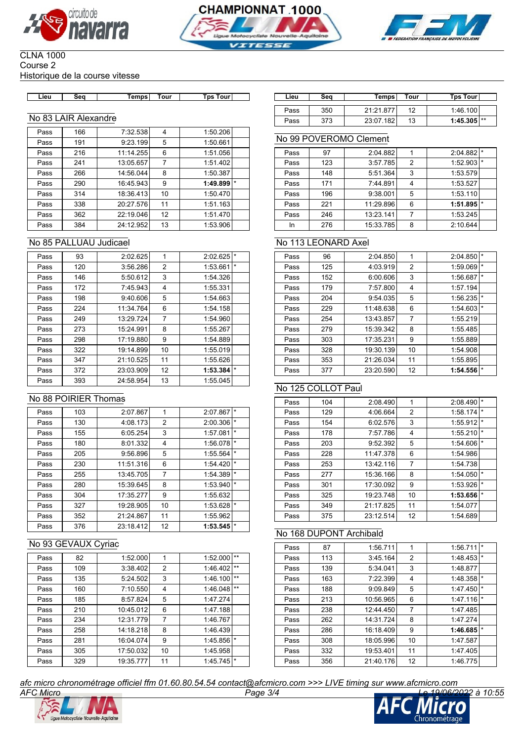CLNA 1000
Course 2
Historique de la course vitesse

## No 83 LAIR Alexandre

| Lieu | Seq | Temps | Tour | Tps Tour | |
|---|---|---|---|---|---|
| Pass | 166 | 7:32.538 | 4 | 1:50.206 | |
| Pass | 191 | 9:23.199 | 5 | 1:50.661 | |
| Pass | 216 | 11:14.255 | 6 | 1:51.056 | |
| Pass | 241 | 13:05.657 | 7 | 1:51.402 | |
| Pass | 266 | 14:56.044 | 8 | 1:50.387 | |
| Pass | 290 | 16:45.943 | 9 | **1:49.899** | * |
| Pass | 314 | 18:36.413 | 10 | 1:50.470 | |
| Pass | 338 | 20:27.576 | 11 | 1:51.163 | |
| Pass | 362 | 22:19.046 | 12 | 1:51.470 | |
| Pass | 384 | 24:12.952 | 13 | 1:53.906 | |

## No 85 PALLUAU Judicael

| Lieu | Seq | Temps | Tour | Tps Tour | |
|---|---|---|---|---|---|
| Pass | 93 | 2:02.625 | 1 | 2:02.625 | * |
| Pass | 120 | 3:56.286 | 2 | 1:53.661 | * |
| Pass | 146 | 5:50.612 | 3 | 1:54.326 | |
| Pass | 172 | 7:45.943 | 4 | 1:55.331 | |
| Pass | 198 | 9:40.606 | 5 | 1:54.663 | |
| Pass | 224 | 11:34.764 | 6 | 1:54.158 | |
| Pass | 249 | 13:29.724 | 7 | 1:54.960 | |
| Pass | 273 | 15:24.991 | 8 | 1:55.267 | |
| Pass | 298 | 17:19.880 | 9 | 1:54.889 | |
| Pass | 322 | 19:14.899 | 10 | 1:55.019 | |
| Pass | 347 | 21:10.525 | 11 | 1:55.626 | |
| Pass | 372 | 23:03.909 | 12 | **1:53.384** | * |
| Pass | 393 | 24:58.954 | 13 | 1:55.045 | |

## No 88 POIRIER Thomas

| Lieu | Seq | Temps | Tour | Tps Tour | |
|---|---|---|---|---|---|
| Pass | 103 | 2:07.867 | 1 | 2:07.867 | * |
| Pass | 130 | 4:08.173 | 2 | 2:00.306 | * |
| Pass | 155 | 6:05.254 | 3 | 1:57.081 | * |
| Pass | 180 | 8:01.332 | 4 | 1:56.078 | * |
| Pass | 205 | 9:56.896 | 5 | 1:55.564 | * |
| Pass | 230 | 11:51.316 | 6 | 1:54.420 | * |
| Pass | 255 | 13:45.705 | 7 | 1:54.389 | * |
| Pass | 280 | 15:39.645 | 8 | 1:53.940 | * |
| Pass | 304 | 17:35.277 | 9 | 1:55.632 | |
| Pass | 327 | 19:28.905 | 10 | 1:53.628 | * |
| Pass | 352 | 21:24.867 | 11 | 1:55.962 | |
| Pass | 376 | 23:18.412 | 12 | **1:53.545** | * |

## No 93 GEVAUX Cyriac

| Lieu | Seq | Temps | Tour | Tps Tour | |
|---|---|---|---|---|---|
| Pass | 82 | 1:52.000 | 1 | 1:52.000 | ** |
| Pass | 109 | 3:38.402 | 2 | 1:46.402 | ** |
| Pass | 135 | 5:24.502 | 3 | 1:46.100 | ** |
| Pass | 160 | 7:10.550 | 4 | 1:46.048 | ** |
| Pass | 185 | 8:57.824 | 5 | 1:47.274 | |
| Pass | 210 | 10:45.012 | 6 | 1:47.188 | |
| Pass | 234 | 12:31.779 | 7 | 1:46.767 | |
| Pass | 258 | 14:18.218 | 8 | 1:46.439 | |
| Pass | 281 | 16:04.074 | 9 | 1:45.856 | * |
| Pass | 305 | 17:50.032 | 10 | 1:45.958 | |
| Pass | 329 | 19:35.777 | 11 | 1:45.745 | * |
| Pass | 350 | 21:21.877 | 12 | 1:46.100 | |
| Pass | 373 | 23:07.182 | 13 | **1:45.305** | ** |

## No 99 POVEROMO Clement

| Lieu | Seq | Temps | Tour | Tps Tour | |
|---|---|---|---|---|---|
| Pass | 97 | 2:04.882 | 1 | 2:04.882 | * |
| Pass | 123 | 3:57.785 | 2 | 1:52.903 | * |
| Pass | 148 | 5:51.364 | 3 | 1:53.579 | |
| Pass | 171 | 7:44.891 | 4 | 1:53.527 | |
| Pass | 196 | 9:38.001 | 5 | 1:53.110 | |
| Pass | 221 | 11:29.896 | 6 | **1:51.895** | * |
| Pass | 246 | 13:23.141 | 7 | 1:53.245 | |
| In | 276 | 15:33.785 | 8 | 2:10.644 | |

## No 113 LEONARD Axel

| Lieu | Seq | Temps | Tour | Tps Tour | |
|---|---|---|---|---|---|
| Pass | 96 | 2:04.850 | 1 | 2:04.850 | * |
| Pass | 125 | 4:03.919 | 2 | 1:59.069 | * |
| Pass | 152 | 6:00.606 | 3 | 1:56.687 | * |
| Pass | 179 | 7:57.800 | 4 | 1:57.194 | |
| Pass | 204 | 9:54.035 | 5 | 1:56.235 | * |
| Pass | 229 | 11:48.638 | 6 | 1:54.603 | * |
| Pass | 254 | 13:43.857 | 7 | 1:55.219 | |
| Pass | 279 | 15:39.342 | 8 | 1:55.485 | |
| Pass | 303 | 17:35.231 | 9 | 1:55.889 | |
| Pass | 328 | 19:30.139 | 10 | 1:54.908 | |
| Pass | 353 | 21:26.034 | 11 | 1:55.895 | |
| Pass | 377 | 23:20.590 | 12 | **1:54.556** | * |

## No 125 COLLOT Paul

| Lieu | Seq | Temps | Tour | Tps Tour | |
|---|---|---|---|---|---|
| Pass | 104 | 2:08.490 | 1 | 2:08.490 | * |
| Pass | 129 | 4:06.664 | 2 | 1:58.174 | * |
| Pass | 154 | 6:02.576 | 3 | 1:55.912 | * |
| Pass | 178 | 7:57.786 | 4 | 1:55.210 | * |
| Pass | 203 | 9:52.392 | 5 | 1:54.606 | * |
| Pass | 228 | 11:47.378 | 6 | 1:54.986 | |
| Pass | 253 | 13:42.116 | 7 | 1:54.738 | |
| Pass | 277 | 15:36.166 | 8 | 1:54.050 | * |
| Pass | 301 | 17:30.092 | 9 | 1:53.926 | * |
| Pass | 325 | 19:23.748 | 10 | **1:53.656** | * |
| Pass | 349 | 21:17.825 | 11 | 1:54.077 | |
| Pass | 375 | 23:12.514 | 12 | 1:54.689 | |

## No 168 DUPONT Archibald

| Lieu | Seq | Temps | Tour | Tps Tour | |
|---|---|---|---|---|---|
| Pass | 87 | 1:56.711 | 1 | 1:56.711 | * |
| Pass | 113 | 3:45.164 | 2 | 1:48.453 | * |
| Pass | 139 | 5:34.041 | 3 | 1:48.877 | |
| Pass | 163 | 7:22.399 | 4 | 1:48.358 | * |
| Pass | 188 | 9:09.849 | 5 | 1:47.450 | * |
| Pass | 213 | 10:56.965 | 6 | 1:47.116 | * |
| Pass | 238 | 12:44.450 | 7 | 1:47.485 | |
| Pass | 262 | 14:31.724 | 8 | 1:47.274 | |
| Pass | 286 | 16:18.409 | 9 | **1:46.685** | * |
| Pass | 308 | 18:05.996 | 10 | 1:47.587 | |
| Pass | 332 | 19:53.401 | 11 | 1:47.405 | |
| Pass | 356 | 21:40.176 | 12 | 1:46.775 | |

*afc micro chronométrage officiel ffm 01.60.80.54.54 contact@afcmicro.com >>> LIVE timing sur www.afcmicro.com*

AFC Micro — Le 19/06/2022 à 10:55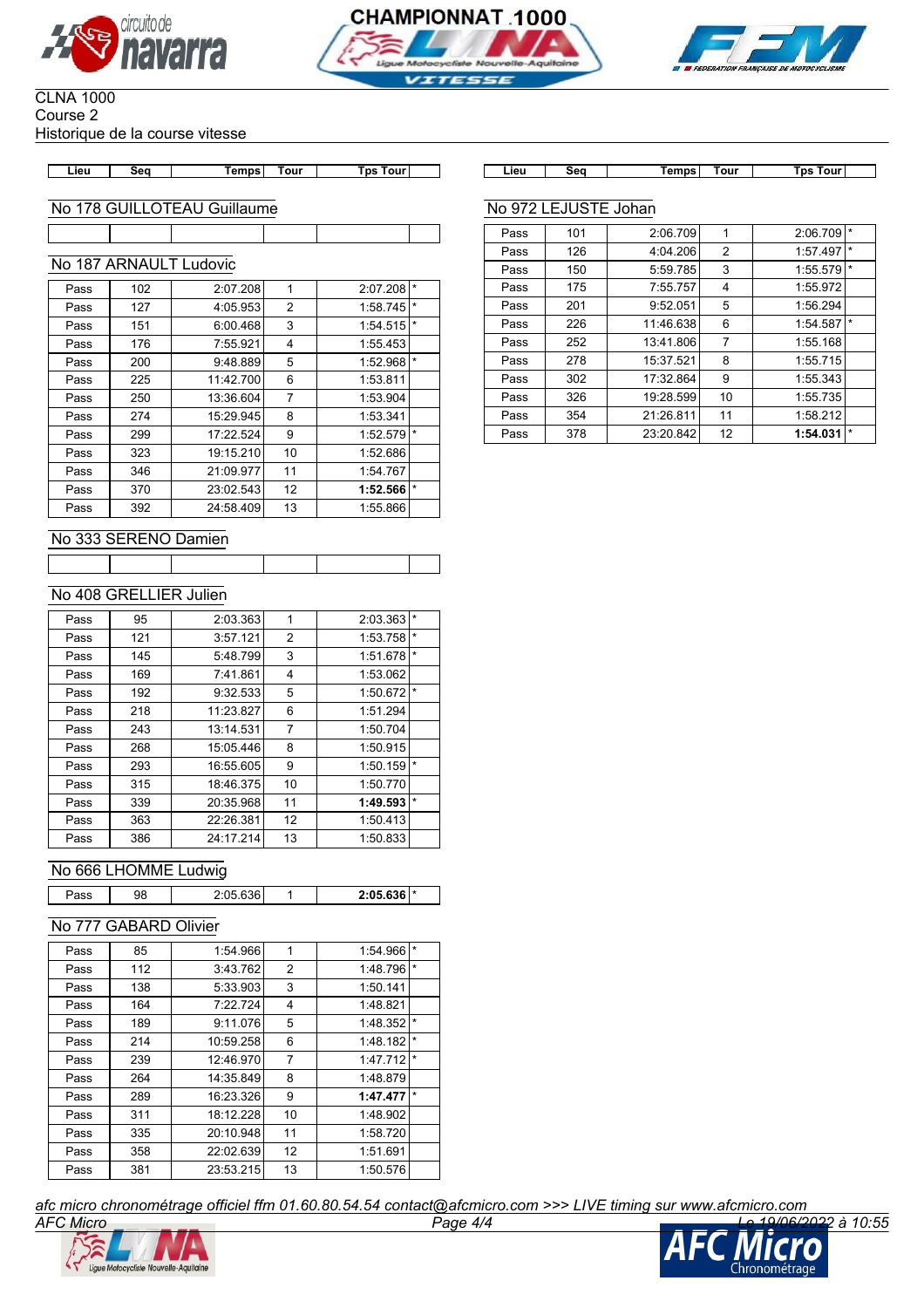CLNA 1000
Course 2
Historique de la course vitesse

## No 178 GUILLOTEAU Guillaume

| Lieu | Seq | Temps | Tour | Tps Tour | |
|---|---|---|---|---|---|
| | | | | | |

## No 187 ARNAULT Ludovic

| Lieu | Seq | Temps | Tour | Tps Tour | |
|---|---|---|---|---|---|
| Pass | 102 | 2:07.208 | 1 | 2:07.208 | * |
| Pass | 127 | 4:05.953 | 2 | 1:58.745 | * |
| Pass | 151 | 6:00.468 | 3 | 1:54.515 | * |
| Pass | 176 | 7:55.921 | 4 | 1:55.453 | |
| Pass | 200 | 9:48.889 | 5 | 1:52.968 | * |
| Pass | 225 | 11:42.700 | 6 | 1:53.811 | |
| Pass | 250 | 13:36.604 | 7 | 1:53.904 | |
| Pass | 274 | 15:29.945 | 8 | 1:53.341 | |
| Pass | 299 | 17:22.524 | 9 | 1:52.579 | * |
| Pass | 323 | 19:15.210 | 10 | 1:52.686 | |
| Pass | 346 | 21:09.977 | 11 | 1:54.767 | |
| Pass | 370 | 23:02.543 | 12 | **1:52.566** | * |
| Pass | 392 | 24:58.409 | 13 | 1:55.866 | |

## No 333 SERENO Damien

| Lieu | Seq | Temps | Tour | Tps Tour | |
|---|---|---|---|---|---|
| | | | | | |

## No 408 GRELLIER Julien

| Lieu | Seq | Temps | Tour | Tps Tour | |
|---|---|---|---|---|---|
| Pass | 95 | 2:03.363 | 1 | 2:03.363 | * |
| Pass | 121 | 3:57.121 | 2 | 1:53.758 | * |
| Pass | 145 | 5:48.799 | 3 | 1:51.678 | * |
| Pass | 169 | 7:41.861 | 4 | 1:53.062 | |
| Pass | 192 | 9:32.533 | 5 | 1:50.672 | * |
| Pass | 218 | 11:23.827 | 6 | 1:51.294 | |
| Pass | 243 | 13:14.531 | 7 | 1:50.704 | |
| Pass | 268 | 15:05.446 | 8 | 1:50.915 | |
| Pass | 293 | 16:55.605 | 9 | 1:50.159 | * |
| Pass | 315 | 18:46.375 | 10 | 1:50.770 | |
| Pass | 339 | 20:35.968 | 11 | **1:49.593** | * |
| Pass | 363 | 22:26.381 | 12 | 1:50.413 | |
| Pass | 386 | 24:17.214 | 13 | 1:50.833 | |

## No 666 LHOMME Ludwig

| Lieu | Seq | Temps | Tour | Tps Tour | |
|---|---|---|---|---|---|
| Pass | 98 | 2:05.636 | 1 | **2:05.636** | * |

## No 777 GABARD Olivier

| Lieu | Seq | Temps | Tour | Tps Tour | |
|---|---|---|---|---|---|
| Pass | 85 | 1:54.966 | 1 | 1:54.966 | * |
| Pass | 112 | 3:43.762 | 2 | 1:48.796 | * |
| Pass | 138 | 5:33.903 | 3 | 1:50.141 | |
| Pass | 164 | 7:22.724 | 4 | 1:48.821 | |
| Pass | 189 | 9:11.076 | 5 | 1:48.352 | * |
| Pass | 214 | 10:59.258 | 6 | 1:48.182 | * |
| Pass | 239 | 12:46.970 | 7 | 1:47.712 | * |
| Pass | 264 | 14:35.849 | 8 | 1:48.879 | |
| Pass | 289 | 16:23.326 | 9 | **1:47.477** | * |
| Pass | 311 | 18:12.228 | 10 | 1:48.902 | |
| Pass | 335 | 20:10.948 | 11 | 1:58.720 | |
| Pass | 358 | 22:02.639 | 12 | 1:51.691 | |
| Pass | 381 | 23:53.215 | 13 | 1:50.576 | |

## No 972 LEJUSTE Johan

| Lieu | Seq | Temps | Tour | Tps Tour | |
|---|---|---|---|---|---|
| Pass | 101 | 2:06.709 | 1 | 2:06.709 | * |
| Pass | 126 | 4:04.206 | 2 | 1:57.497 | * |
| Pass | 150 | 5:59.785 | 3 | 1:55.579 | * |
| Pass | 175 | 7:55.757 | 4 | 1:55.972 | |
| Pass | 201 | 9:52.051 | 5 | 1:56.294 | |
| Pass | 226 | 11:46.638 | 6 | 1:54.587 | * |
| Pass | 252 | 13:41.806 | 7 | 1:55.168 | |
| Pass | 278 | 15:37.521 | 8 | 1:55.715 | |
| Pass | 302 | 17:32.864 | 9 | 1:55.343 | |
| Pass | 326 | 19:28.599 | 10 | 1:55.735 | |
| Pass | 354 | 21:26.811 | 11 | 1:58.212 | |
| Pass | 378 | 23:20.842 | 12 | **1:54.031** | * |

*afc micro chronométrage officiel ffm 01.60.80.54.54 contact@afcmicro.com >>> LIVE timing sur www.afcmicro.com*

*AFC Micro* — *Le 19/06/2022 à 10:55*